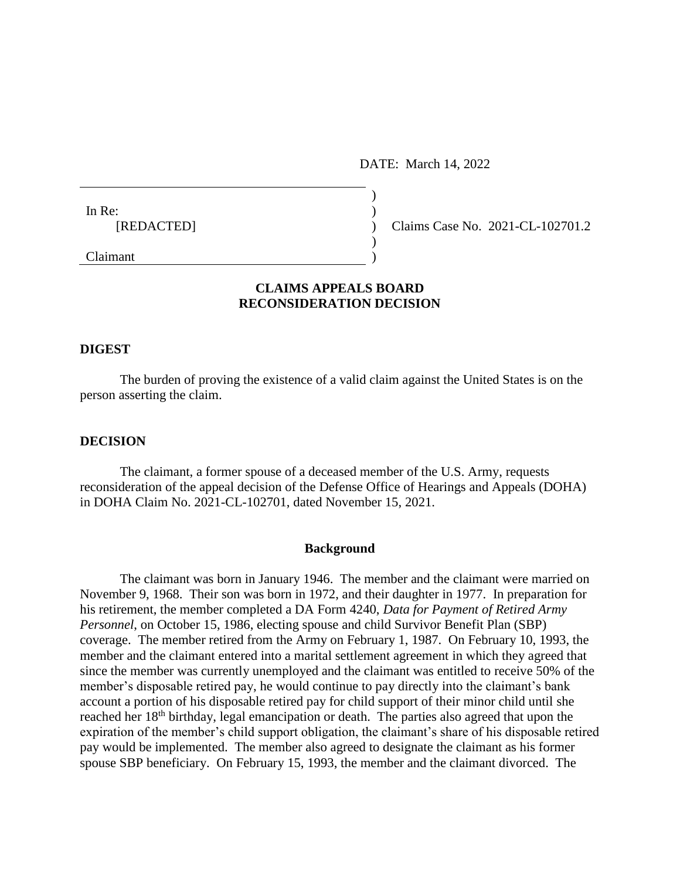DATE: March 14, 2022

In Re:
[REDACTED]

Claimant

Claims Case No. 2021-CL-102701.2

## CLAIMS APPEALS BOARD RECONSIDERATION DECISION

### DIGEST

The burden of proving the existence of a valid claim against the United States is on the person asserting the claim.

### DECISION

The claimant, a former spouse of a deceased member of the U.S. Army, requests reconsideration of the appeal decision of the Defense Office of Hearings and Appeals (DOHA) in DOHA Claim No. 2021-CL-102701, dated November 15, 2021.

#### Background

The claimant was born in January 1946. The member and the claimant were married on November 9, 1968. Their son was born in 1972, and their daughter in 1977. In preparation for his retirement, the member completed a DA Form 4240, *Data for Payment of Retired Army Personnel*, on October 15, 1986, electing spouse and child Survivor Benefit Plan (SBP) coverage. The member retired from the Army on February 1, 1987. On February 10, 1993, the member and the claimant entered into a marital settlement agreement in which they agreed that since the member was currently unemployed and the claimant was entitled to receive 50% of the member's disposable retired pay, he would continue to pay directly into the claimant's bank account a portion of his disposable retired pay for child support of their minor child until she reached her 18th birthday, legal emancipation or death. The parties also agreed that upon the expiration of the member's child support obligation, the claimant's share of his disposable retired pay would be implemented. The member also agreed to designate the claimant as his former spouse SBP beneficiary. On February 15, 1993, the member and the claimant divorced. The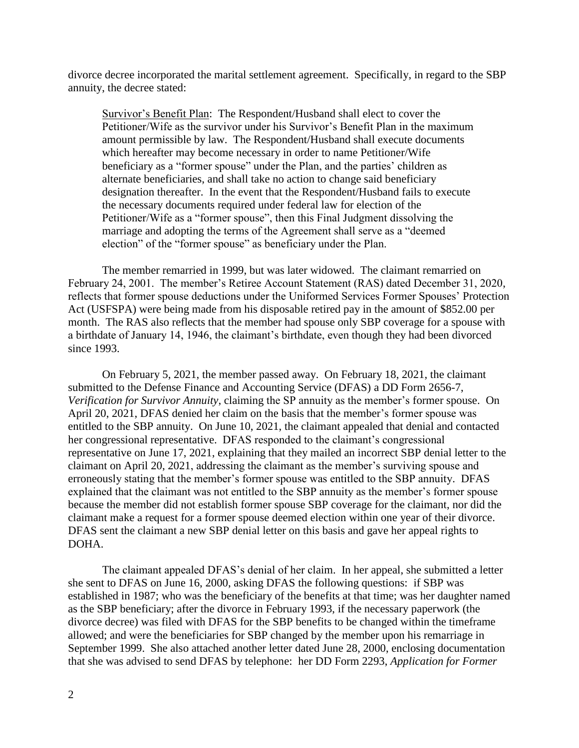divorce decree incorporated the marital settlement agreement. Specifically, in regard to the SBP annuity, the decree stated:

> Survivor's Benefit Plan: The Respondent/Husband shall elect to cover the Petitioner/Wife as the survivor under his Survivor's Benefit Plan in the maximum amount permissible by law. The Respondent/Husband shall execute documents which hereafter may become necessary in order to name Petitioner/Wife beneficiary as a "former spouse" under the Plan, and the parties' children as alternate beneficiaries, and shall take no action to change said beneficiary designation thereafter. In the event that the Respondent/Husband fails to execute the necessary documents required under federal law for election of the Petitioner/Wife as a "former spouse", then this Final Judgment dissolving the marriage and adopting the terms of the Agreement shall serve as a "deemed election" of the "former spouse" as beneficiary under the Plan.

The member remarried in 1999, but was later widowed. The claimant remarried on February 24, 2001. The member's Retiree Account Statement (RAS) dated December 31, 2020, reflects that former spouse deductions under the Uniformed Services Former Spouses' Protection Act (USFSPA) were being made from his disposable retired pay in the amount of $852.00 per month. The RAS also reflects that the member had spouse only SBP coverage for a spouse with a birthdate of January 14, 1946, the claimant's birthdate, even though they had been divorced since 1993.

On February 5, 2021, the member passed away. On February 18, 2021, the claimant submitted to the Defense Finance and Accounting Service (DFAS) a DD Form 2656-7, *Verification for Survivor Annuity*, claiming the SP annuity as the member's former spouse. On April 20, 2021, DFAS denied her claim on the basis that the member's former spouse was entitled to the SBP annuity. On June 10, 2021, the claimant appealed that denial and contacted her congressional representative. DFAS responded to the claimant's congressional representative on June 17, 2021, explaining that they mailed an incorrect SBP denial letter to the claimant on April 20, 2021, addressing the claimant as the member's surviving spouse and erroneously stating that the member's former spouse was entitled to the SBP annuity. DFAS explained that the claimant was not entitled to the SBP annuity as the member's former spouse because the member did not establish former spouse SBP coverage for the claimant, nor did the claimant make a request for a former spouse deemed election within one year of their divorce. DFAS sent the claimant a new SBP denial letter on this basis and gave her appeal rights to DOHA.

The claimant appealed DFAS's denial of her claim. In her appeal, she submitted a letter she sent to DFAS on June 16, 2000, asking DFAS the following questions: if SBP was established in 1987; who was the beneficiary of the benefits at that time; was her daughter named as the SBP beneficiary; after the divorce in February 1993, if the necessary paperwork (the divorce decree) was filed with DFAS for the SBP benefits to be changed within the timeframe allowed; and were the beneficiaries for SBP changed by the member upon his remarriage in September 1999. She also attached another letter dated June 28, 2000, enclosing documentation that she was advised to send DFAS by telephone: her DD Form 2293, *Application for Former*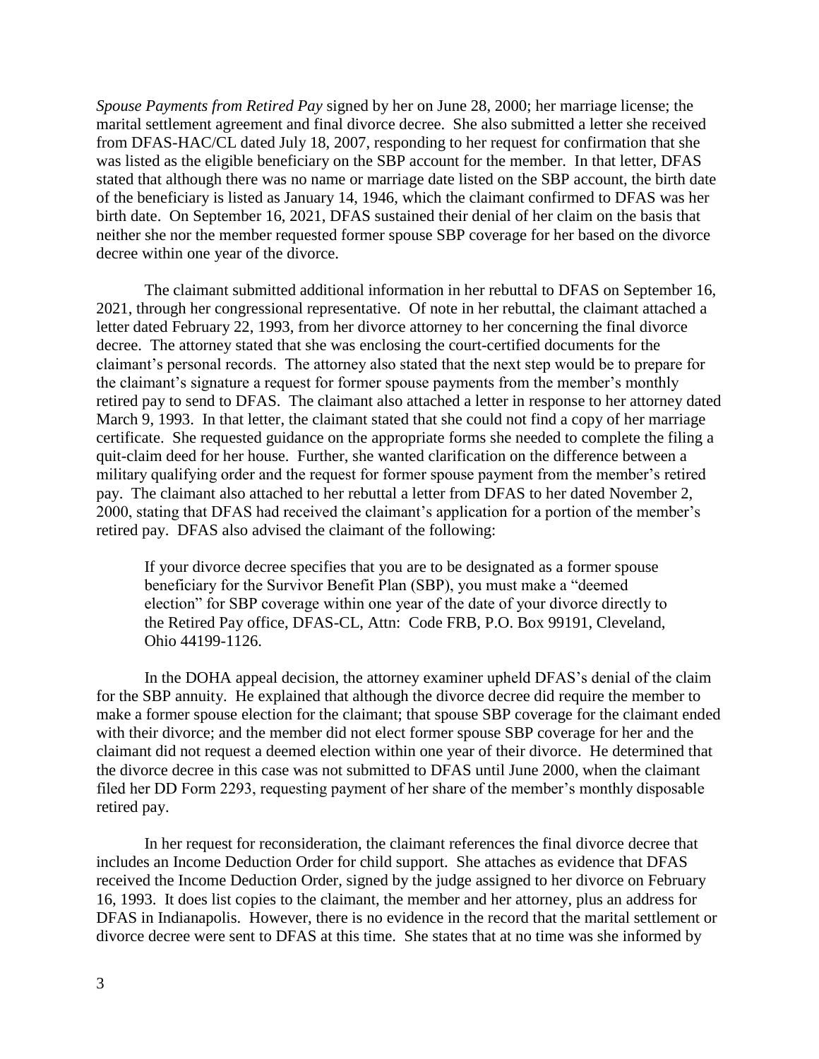*Spouse Payments from Retired Pay* signed by her on June 28, 2000; her marriage license; the marital settlement agreement and final divorce decree. She also submitted a letter she received from DFAS-HAC/CL dated July 18, 2007, responding to her request for confirmation that she was listed as the eligible beneficiary on the SBP account for the member. In that letter, DFAS stated that although there was no name or marriage date listed on the SBP account, the birth date of the beneficiary is listed as January 14, 1946, which the claimant confirmed to DFAS was her birth date. On September 16, 2021, DFAS sustained their denial of her claim on the basis that neither she nor the member requested former spouse SBP coverage for her based on the divorce decree within one year of the divorce.

The claimant submitted additional information in her rebuttal to DFAS on September 16, 2021, through her congressional representative. Of note in her rebuttal, the claimant attached a letter dated February 22, 1993, from her divorce attorney to her concerning the final divorce decree. The attorney stated that she was enclosing the court-certified documents for the claimant's personal records. The attorney also stated that the next step would be to prepare for the claimant's signature a request for former spouse payments from the member's monthly retired pay to send to DFAS. The claimant also attached a letter in response to her attorney dated March 9, 1993. In that letter, the claimant stated that she could not find a copy of her marriage certificate. She requested guidance on the appropriate forms she needed to complete the filing a quit-claim deed for her house. Further, she wanted clarification on the difference between a military qualifying order and the request for former spouse payment from the member's retired pay. The claimant also attached to her rebuttal a letter from DFAS to her dated November 2, 2000, stating that DFAS had received the claimant's application for a portion of the member's retired pay. DFAS also advised the claimant of the following:

> If your divorce decree specifies that you are to be designated as a former spouse beneficiary for the Survivor Benefit Plan (SBP), you must make a "deemed election" for SBP coverage within one year of the date of your divorce directly to the Retired Pay office, DFAS-CL, Attn: Code FRB, P.O. Box 99191, Cleveland, Ohio 44199-1126.

In the DOHA appeal decision, the attorney examiner upheld DFAS's denial of the claim for the SBP annuity. He explained that although the divorce decree did require the member to make a former spouse election for the claimant; that spouse SBP coverage for the claimant ended with their divorce; and the member did not elect former spouse SBP coverage for her and the claimant did not request a deemed election within one year of their divorce. He determined that the divorce decree in this case was not submitted to DFAS until June 2000, when the claimant filed her DD Form 2293, requesting payment of her share of the member's monthly disposable retired pay.

In her request for reconsideration, the claimant references the final divorce decree that includes an Income Deduction Order for child support. She attaches as evidence that DFAS received the Income Deduction Order, signed by the judge assigned to her divorce on February 16, 1993. It does list copies to the claimant, the member and her attorney, plus an address for DFAS in Indianapolis. However, there is no evidence in the record that the marital settlement or divorce decree were sent to DFAS at this time. She states that at no time was she informed by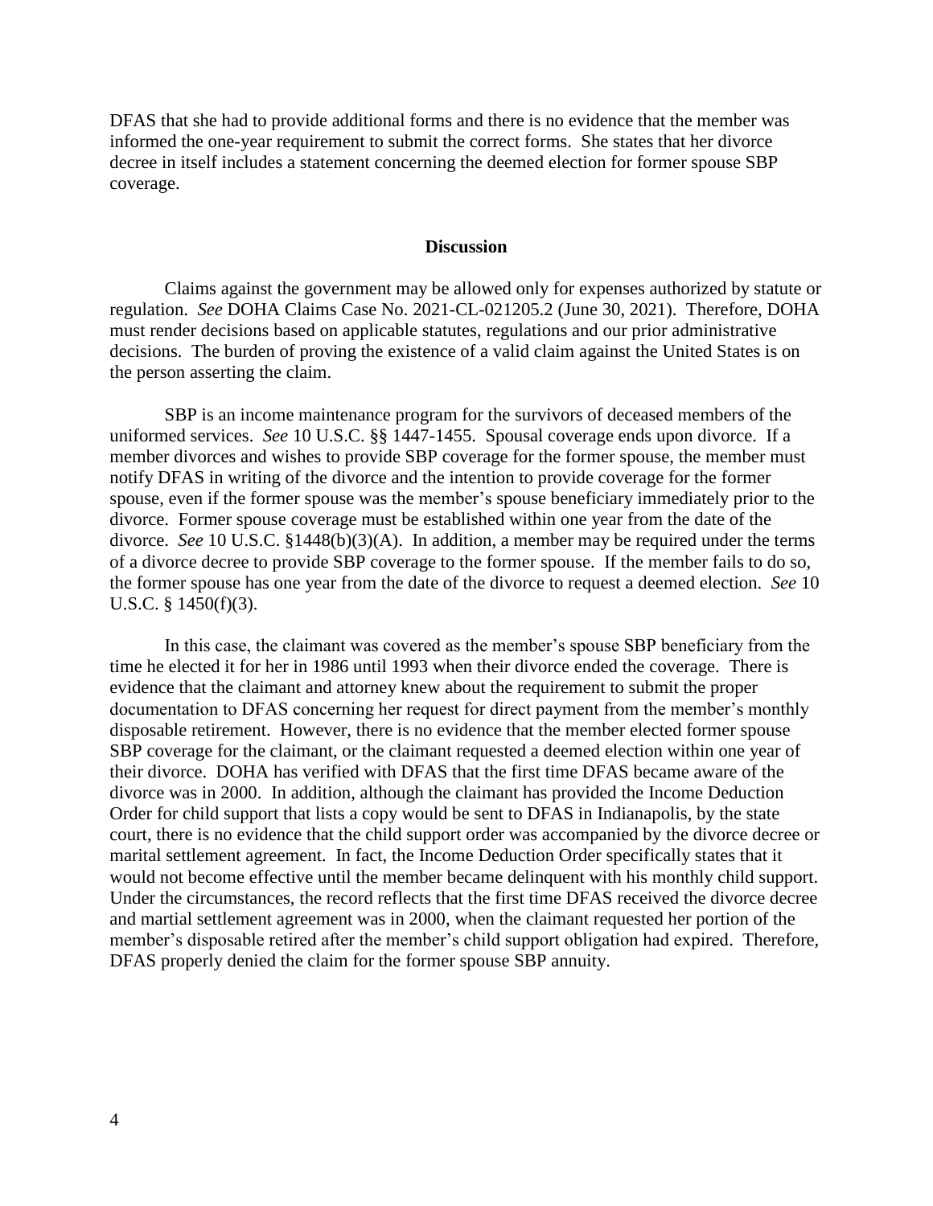DFAS that she had to provide additional forms and there is no evidence that the member was informed the one-year requirement to submit the correct forms. She states that her divorce decree in itself includes a statement concerning the deemed election for former spouse SBP coverage.

## Discussion

Claims against the government may be allowed only for expenses authorized by statute or regulation. *See* DOHA Claims Case No. 2021-CL-021205.2 (June 30, 2021). Therefore, DOHA must render decisions based on applicable statutes, regulations and our prior administrative decisions. The burden of proving the existence of a valid claim against the United States is on the person asserting the claim.

SBP is an income maintenance program for the survivors of deceased members of the uniformed services. *See* 10 U.S.C. §§ 1447-1455. Spousal coverage ends upon divorce. If a member divorces and wishes to provide SBP coverage for the former spouse, the member must notify DFAS in writing of the divorce and the intention to provide coverage for the former spouse, even if the former spouse was the member's spouse beneficiary immediately prior to the divorce. Former spouse coverage must be established within one year from the date of the divorce. *See* 10 U.S.C. §1448(b)(3)(A). In addition, a member may be required under the terms of a divorce decree to provide SBP coverage to the former spouse. If the member fails to do so, the former spouse has one year from the date of the divorce to request a deemed election. *See* 10 U.S.C. § 1450(f)(3).

In this case, the claimant was covered as the member's spouse SBP beneficiary from the time he elected it for her in 1986 until 1993 when their divorce ended the coverage. There is evidence that the claimant and attorney knew about the requirement to submit the proper documentation to DFAS concerning her request for direct payment from the member's monthly disposable retirement. However, there is no evidence that the member elected former spouse SBP coverage for the claimant, or the claimant requested a deemed election within one year of their divorce. DOHA has verified with DFAS that the first time DFAS became aware of the divorce was in 2000. In addition, although the claimant has provided the Income Deduction Order for child support that lists a copy would be sent to DFAS in Indianapolis, by the state court, there is no evidence that the child support order was accompanied by the divorce decree or marital settlement agreement. In fact, the Income Deduction Order specifically states that it would not become effective until the member became delinquent with his monthly child support. Under the circumstances, the record reflects that the first time DFAS received the divorce decree and martial settlement agreement was in 2000, when the claimant requested her portion of the member's disposable retired after the member's child support obligation had expired. Therefore, DFAS properly denied the claim for the former spouse SBP annuity.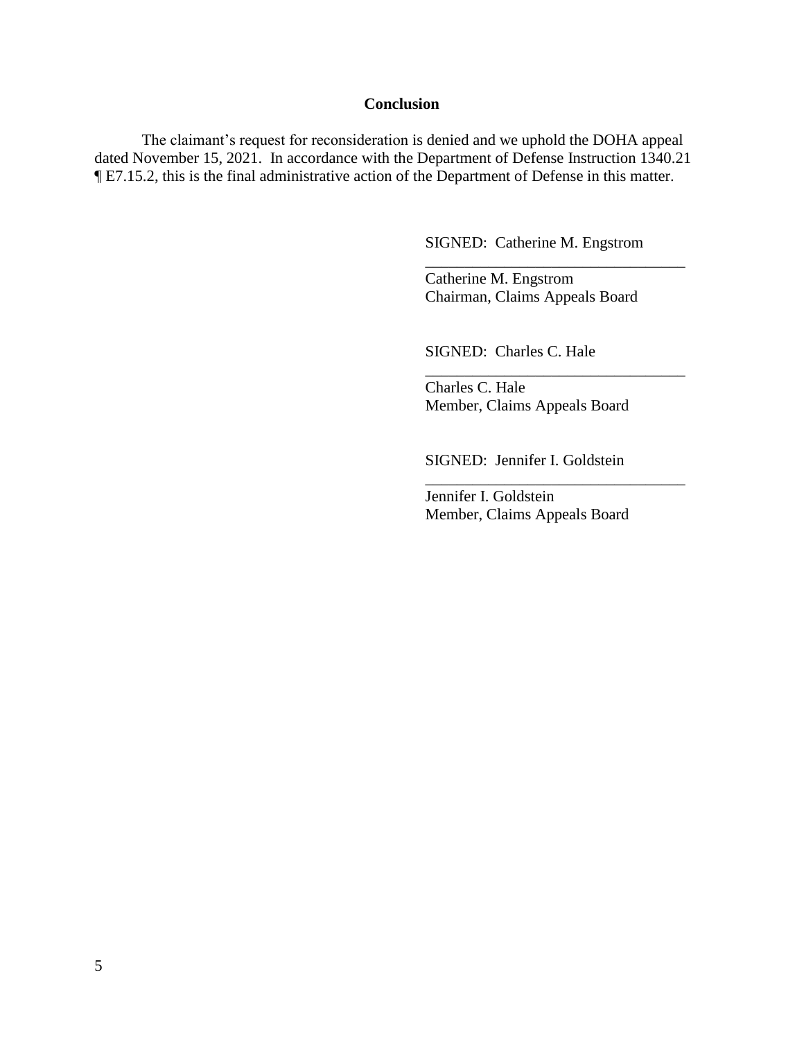## Conclusion

The claimant's request for reconsideration is denied and we uphold the DOHA appeal dated November 15, 2021. In accordance with the Department of Defense Instruction 1340.21 ¶ E7.15.2, this is the final administrative action of the Department of Defense in this matter.

SIGNED: Catherine M. Engstrom

___________________________________

Catherine M. Engstrom
Chairman, Claims Appeals Board

SIGNED: Charles C. Hale

___________________________________

Charles C. Hale
Member, Claims Appeals Board

SIGNED: Jennifer I. Goldstein

___________________________________

Jennifer I. Goldstein
Member, Claims Appeals Board